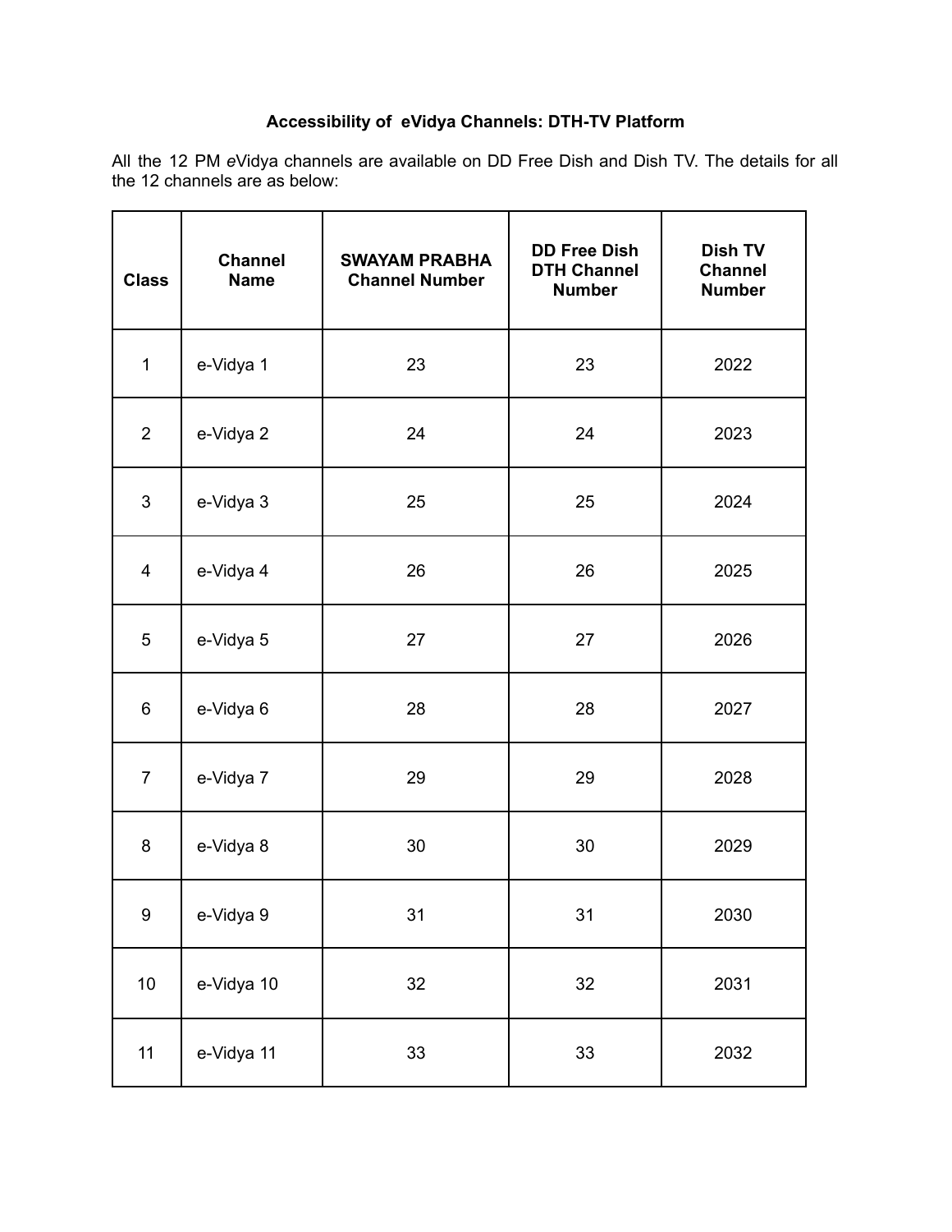# Accessibility of eVidya Channels: DTH-TV Platform

All the 12 PM eVidya channels are available on DD Free Dish and Dish TV. The details for all the 12 channels are as below:

| Class | Channel Name | SWAYAM PRABHA Channel Number | DD Free Dish DTH Channel Number | Dish TV Channel Number |
|---|---|---|---|---|
| 1 | e-Vidya 1 | 23 | 23 | 2022 |
| 2 | e-Vidya 2 | 24 | 24 | 2023 |
| 3 | e-Vidya 3 | 25 | 25 | 2024 |
| 4 | e-Vidya 4 | 26 | 26 | 2025 |
| 5 | e-Vidya 5 | 27 | 27 | 2026 |
| 6 | e-Vidya 6 | 28 | 28 | 2027 |
| 7 | e-Vidya 7 | 29 | 29 | 2028 |
| 8 | e-Vidya 8 | 30 | 30 | 2029 |
| 9 | e-Vidya 9 | 31 | 31 | 2030 |
| 10 | e-Vidya 10 | 32 | 32 | 2031 |
| 11 | e-Vidya 11 | 33 | 33 | 2032 |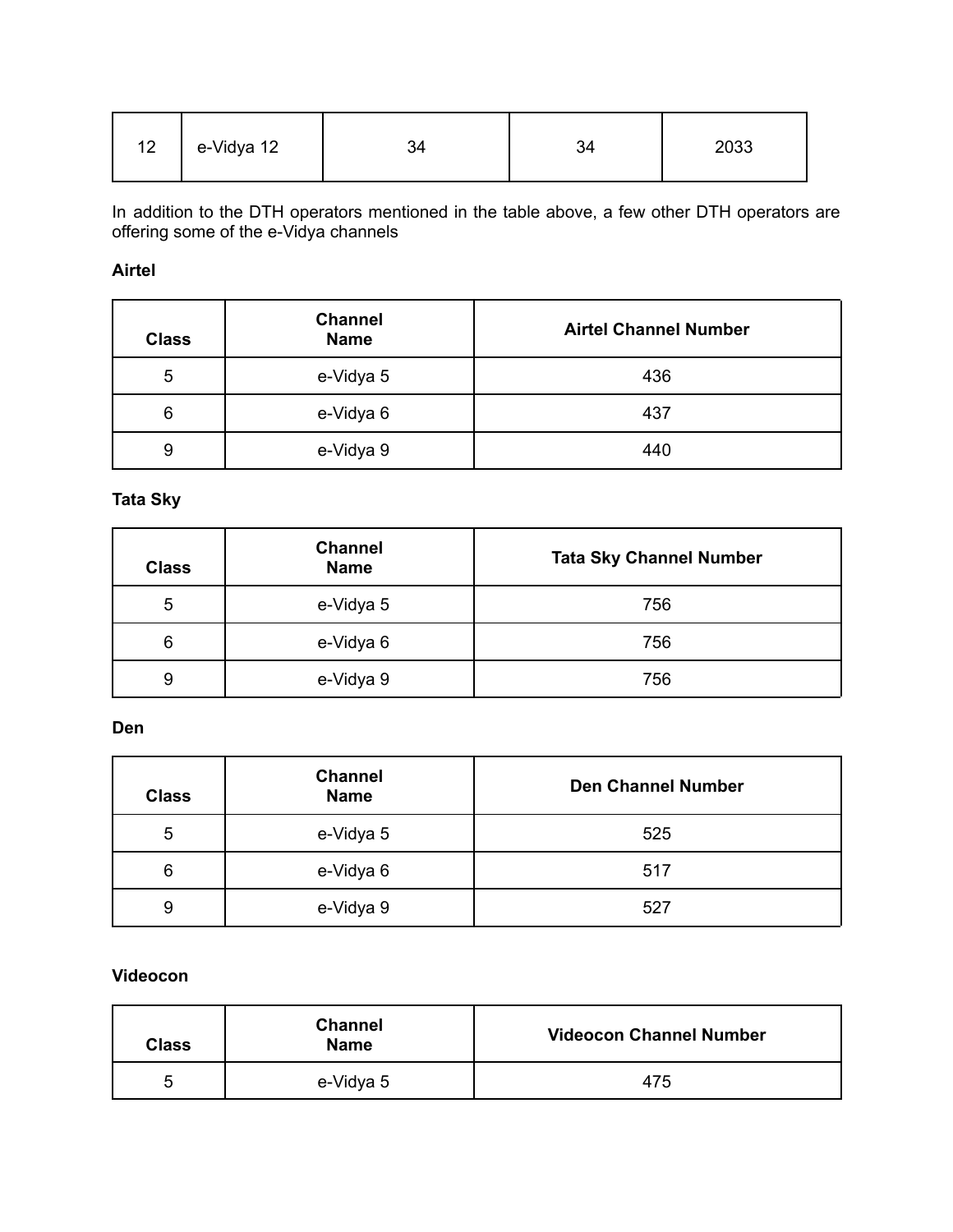| | | | | |
|---|---|---|---|---|
| 12 | e-Vidya 12 | 34 | 34 | 2033 |

In addition to the DTH operators mentioned in the table above, a few other DTH operators are offering some of the e-Vidya channels

**Airtel**

| Class | Channel Name | Airtel Channel Number |
|---|---|---|
| 5 | e-Vidya 5 | 436 |
| 6 | e-Vidya 6 | 437 |
| 9 | e-Vidya 9 | 440 |

**Tata Sky**

| Class | Channel Name | Tata Sky Channel Number |
|---|---|---|
| 5 | e-Vidya 5 | 756 |
| 6 | e-Vidya 6 | 756 |
| 9 | e-Vidya 9 | 756 |

**Den**

| Class | Channel Name | Den Channel Number |
|---|---|---|
| 5 | e-Vidya 5 | 525 |
| 6 | e-Vidya 6 | 517 |
| 9 | e-Vidya 9 | 527 |

**Videocon**

| Class | Channel Name | Videocon Channel Number |
|---|---|---|
| 5 | e-Vidya 5 | 475 |